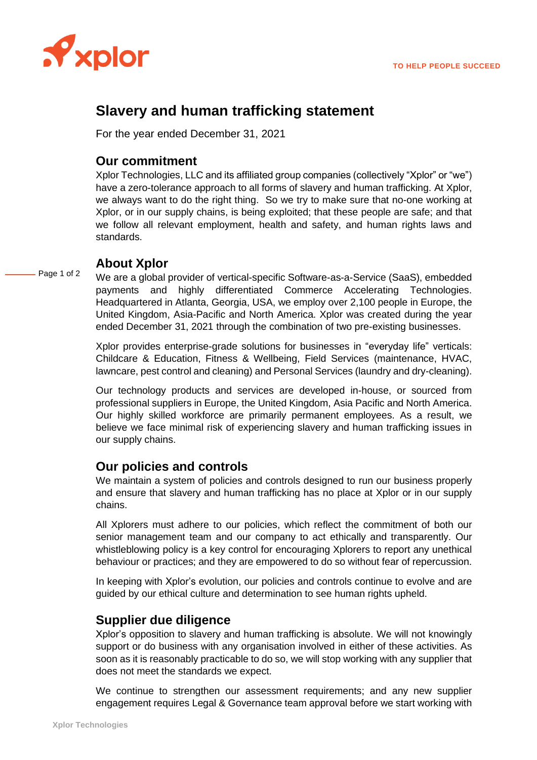# Slavery and human trafficking statement

For the year ended December 31, 2021

## Our commitment

Xplor Technologies, LLC and its affiliated group companies (collectively "Xplor" or "we") have a zero-tolerance approach to all forms of slavery and human trafficking. At Xplor, we always want to do the right thing. So we try to make sure that no-one working at Xplor, or in our supply chains, is being exploited; that these people are safe; and that we follow all relevant employment, health and safety, and human rights laws and standards.

## About Xplor

We are a global provider of vertical-specific Software-as-a-Service (SaaS), embedded payments and highly differentiated Commerce Accelerating Technologies. Headquartered in Atlanta, Georgia, USA, we employ over 2,100 people in Europe, the United Kingdom, Asia-Pacific and North America. Xplor was created during the year ended December 31, 2021 through the combination of two pre-existing businesses.

Xplor provides enterprise-grade solutions for businesses in "everyday life" verticals: Childcare & Education, Fitness & Wellbeing, Field Services (maintenance, HVAC, lawncare, pest control and cleaning) and Personal Services (laundry and dry-cleaning).

Our technology products and services are developed in-house, or sourced from professional suppliers in Europe, the United Kingdom, Asia Pacific and North America. Our highly skilled workforce are primarily permanent employees. As a result, we believe we face minimal risk of experiencing slavery and human trafficking issues in our supply chains.

## Our policies and controls

We maintain a system of policies and controls designed to run our business properly and ensure that slavery and human trafficking has no place at Xplor or in our supply chains.

All Xplorers must adhere to our policies, which reflect the commitment of both our senior management team and our company to act ethically and transparently. Our whistleblowing policy is a key control for encouraging Xplorers to report any unethical behaviour or practices; and they are empowered to do so without fear of repercussion.

In keeping with Xplor's evolution, our policies and controls continue to evolve and are guided by our ethical culture and determination to see human rights upheld.

## Supplier due diligence

Xplor's opposition to slavery and human trafficking is absolute. We will not knowingly support or do business with any organisation involved in either of these activities. As soon as it is reasonably practicable to do so, we will stop working with any supplier that does not meet the standards we expect.

We continue to strengthen our assessment requirements; and any new supplier engagement requires Legal & Governance team approval before we start working with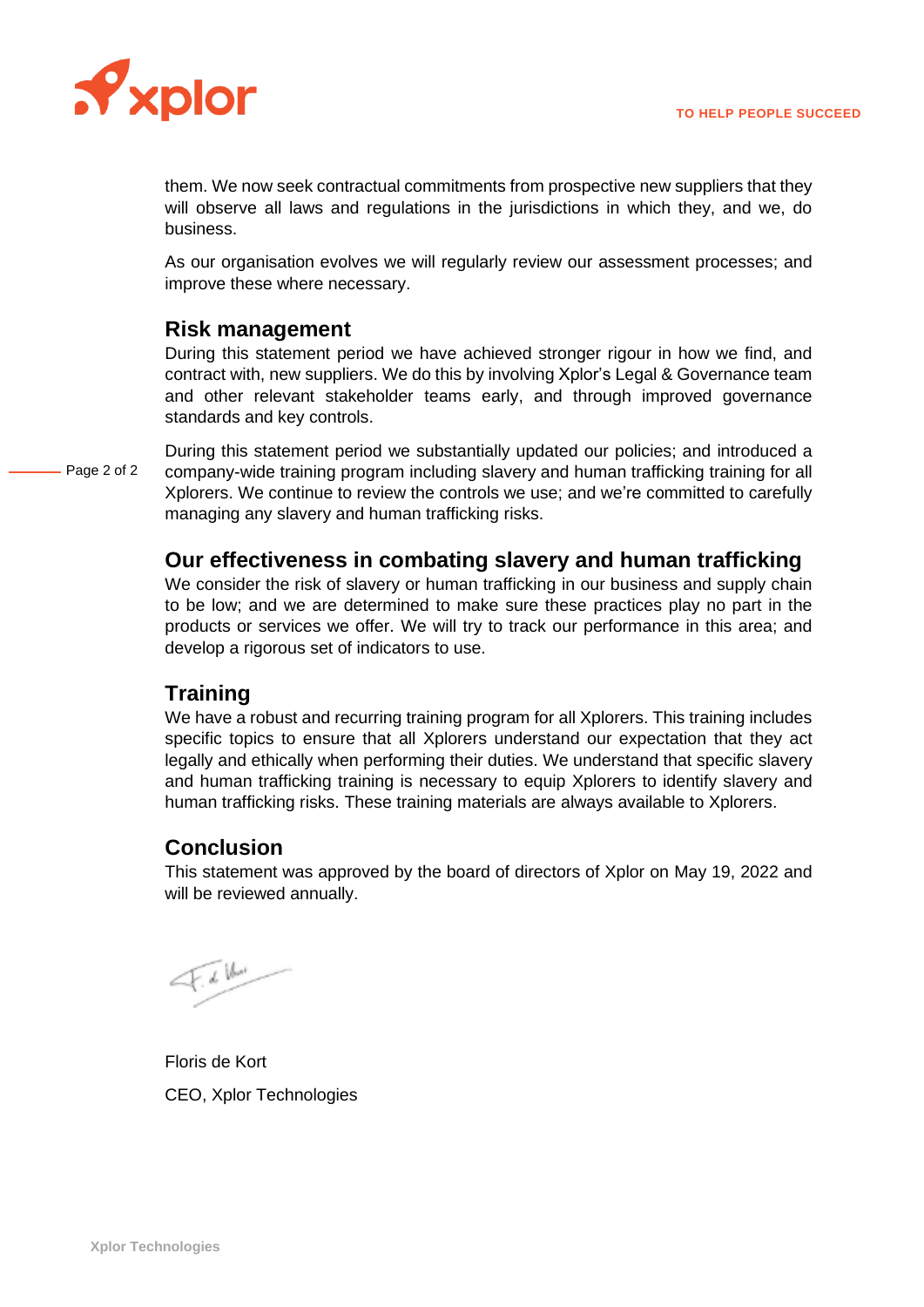them. We now seek contractual commitments from prospective new suppliers that they will observe all laws and regulations in the jurisdictions in which they, and we, do business.

As our organisation evolves we will regularly review our assessment processes; and improve these where necessary.

## Risk management

During this statement period we have achieved stronger rigour in how we find, and contract with, new suppliers. We do this by involving Xplor's Legal & Governance team and other relevant stakeholder teams early, and through improved governance standards and key controls.

During this statement period we substantially updated our policies; and introduced a company-wide training program including slavery and human trafficking training for all Xplorers. We continue to review the controls we use; and we're committed to carefully managing any slavery and human trafficking risks.

## Our effectiveness in combating slavery and human trafficking

We consider the risk of slavery or human trafficking in our business and supply chain to be low; and we are determined to make sure these practices play no part in the products or services we offer. We will try to track our performance in this area; and develop a rigorous set of indicators to use.

## Training

We have a robust and recurring training program for all Xplorers. This training includes specific topics to ensure that all Xplorers understand our expectation that they act legally and ethically when performing their duties. We understand that specific slavery and human trafficking training is necessary to equip Xplorers to identify slavery and human trafficking risks. These training materials are always available to Xplorers.

## Conclusion

This statement was approved by the board of directors of Xplor on May 19, 2022 and will be reviewed annually.

Floris de Kort

CEO, Xplor Technologies